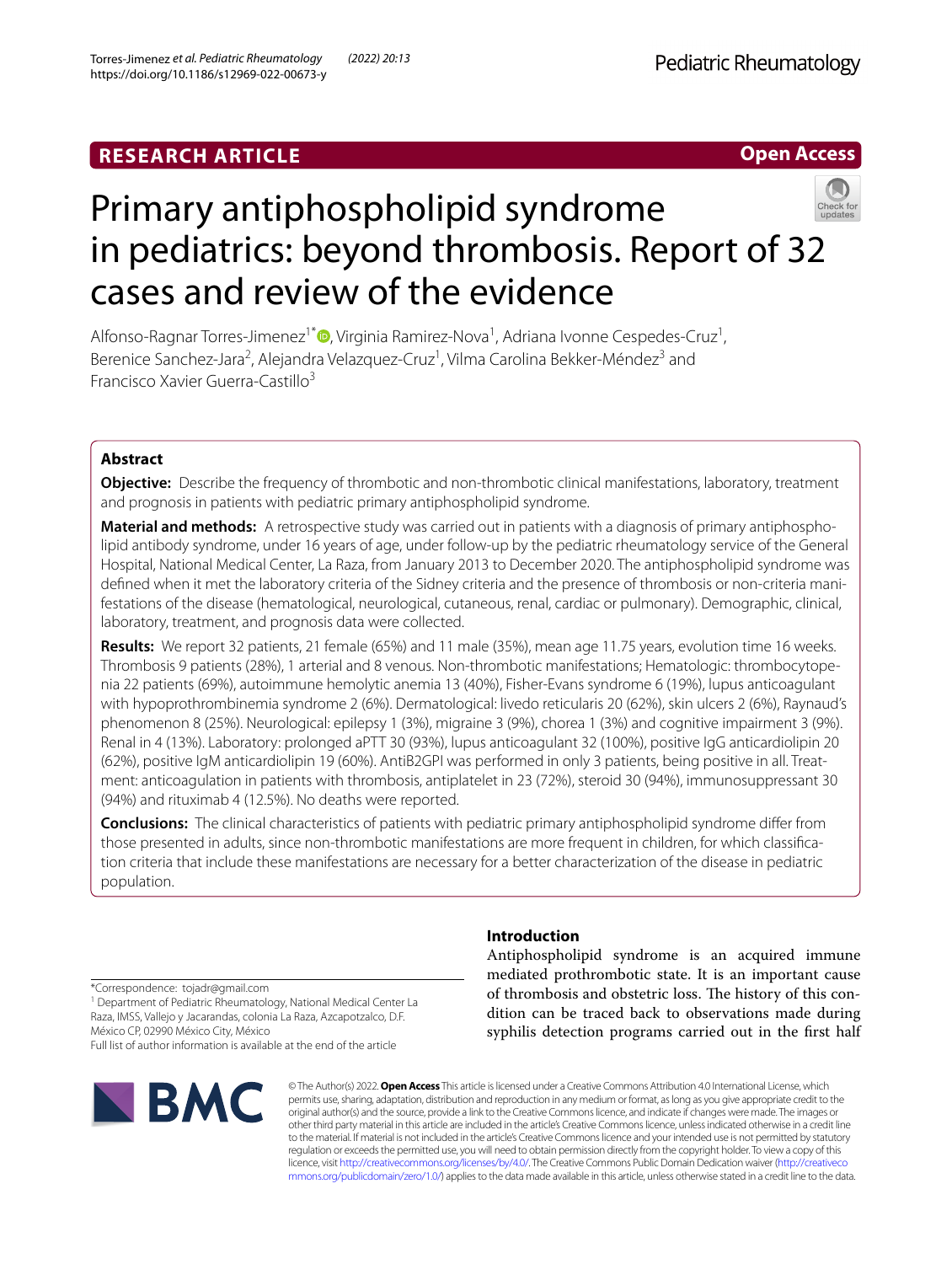RESEARCH ARTICLE

Open Access

# Primary antiphospholipid syndrome in pediatrics: beyond thrombosis. Report of 32 cases and review of the evidence

Alfonso-Ragnar Torres-Jimenez[1*], Virginia Ramirez-Nova[1], Adriana Ivonne Cespedes-Cruz[1], Berenice Sanchez-Jara[2], Alejandra Velazquez-Cruz[1], Vilma Carolina Bekker-Méndez[3] and Francisco Xavier Guerra-Castillo[3]

## Abstract

**Objective:** Describe the frequency of thrombotic and non-thrombotic clinical manifestations, laboratory, treatment and prognosis in patients with pediatric primary antiphospholipid syndrome.

**Material and methods:** A retrospective study was carried out in patients with a diagnosis of primary antiphospholipid antibody syndrome, under 16 years of age, under follow-up by the pediatric rheumatology service of the General Hospital, National Medical Center, La Raza, from January 2013 to December 2020. The antiphospholipid syndrome was defined when it met the laboratory criteria of the Sidney criteria and the presence of thrombosis or non-criteria manifestations of the disease (hematological, neurological, cutaneous, renal, cardiac or pulmonary). Demographic, clinical, laboratory, treatment, and prognosis data were collected.

**Results:** We report 32 patients, 21 female (65%) and 11 male (35%), mean age 11.75 years, evolution time 16 weeks. Thrombosis 9 patients (28%), 1 arterial and 8 venous. Non-thrombotic manifestations; Hematologic: thrombocytopenia 22 patients (69%), autoimmune hemolytic anemia 13 (40%), Fisher-Evans syndrome 6 (19%), lupus anticoagulant with hypoprothrombinemia syndrome 2 (6%). Dermatological: livedo reticularis 20 (62%), skin ulcers 2 (6%), Raynaud's phenomenon 8 (25%). Neurological: epilepsy 1 (3%), migraine 3 (9%), chorea 1 (3%) and cognitive impairment 3 (9%). Renal in 4 (13%). Laboratory: prolonged aPTT 30 (93%), lupus anticoagulant 32 (100%), positive IgG anticardiolipin 20 (62%), positive IgM anticardiolipin 19 (60%). AntiB2GPI was performed in only 3 patients, being positive in all. Treatment: anticoagulation in patients with thrombosis, antiplatelet in 23 (72%), steroid 30 (94%), immunosuppressant 30 (94%) and rituximab 4 (12.5%). No deaths were reported.

**Conclusions:** The clinical characteristics of patients with pediatric primary antiphospholipid syndrome differ from those presented in adults, since non-thrombotic manifestations are more frequent in children, for which classification criteria that include these manifestations are necessary for a better characterization of the disease in pediatric population.

## Introduction

Antiphospholipid syndrome is an acquired immune mediated prothrombotic state. It is an important cause of thrombosis and obstetric loss. The history of this condition can be traced back to observations made during syphilis detection programs carried out in the first half

*Correspondence: tojadr@gmail.com

[1] Department of Pediatric Rheumatology, National Medical Center La Raza, IMSS, Vallejo y Jacarandas, colonia La Raza, Azcapotzalco, D.F. México CP, 02990 México City, México

Full list of author information is available at the end of the article

© The Author(s) 2022. **Open Access** This article is licensed under a Creative Commons Attribution 4.0 International License, which permits use, sharing, adaptation, distribution and reproduction in any medium or format, as long as you give appropriate credit to the original author(s) and the source, provide a link to the Creative Commons licence, and indicate if changes were made. The images or other third party material in this article are included in the article's Creative Commons licence, unless indicated otherwise in a credit line to the material. If material is not included in the article's Creative Commons licence and your intended use is not permitted by statutory regulation or exceeds the permitted use, you will need to obtain permission directly from the copyright holder. To view a copy of this licence, visit http://creativecommons.org/licenses/by/4.0/. The Creative Commons Public Domain Dedication waiver (http://creativecommons.org/publicdomain/zero/1.0/) applies to the data made available in this article, unless otherwise stated in a credit line to the data.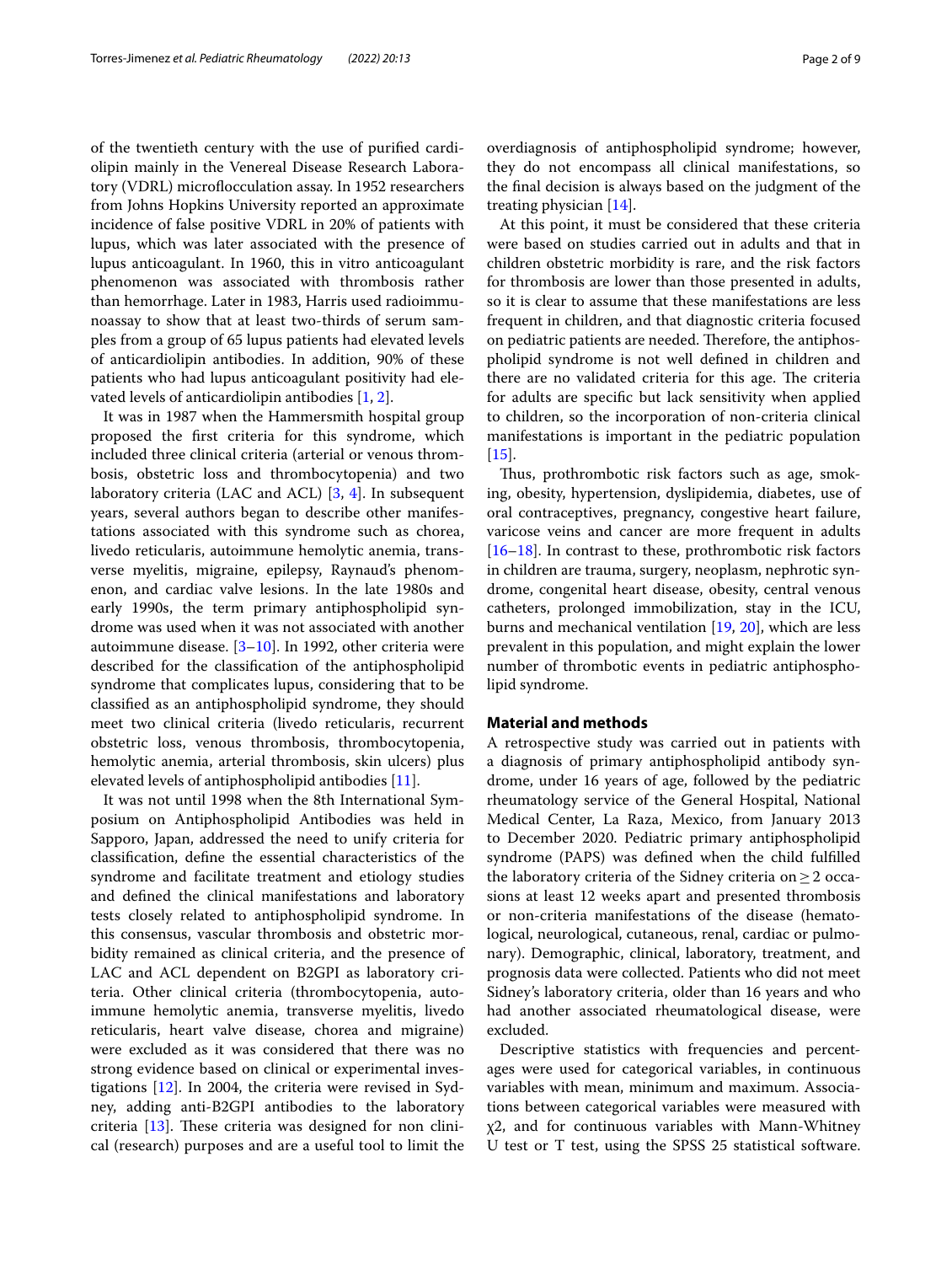of the twentieth century with the use of purified cardiolipin mainly in the Venereal Disease Research Laboratory (VDRL) microflocculation assay. In 1952 researchers from Johns Hopkins University reported an approximate incidence of false positive VDRL in 20% of patients with lupus, which was later associated with the presence of lupus anticoagulant. In 1960, this in vitro anticoagulant phenomenon was associated with thrombosis rather than hemorrhage. Later in 1983, Harris used radioimmunoassay to show that at least two-thirds of serum samples from a group of 65 lupus patients had elevated levels of anticardiolipin antibodies. In addition, 90% of these patients who had lupus anticoagulant positivity had elevated levels of anticardiolipin antibodies [1, 2].

It was in 1987 when the Hammersmith hospital group proposed the first criteria for this syndrome, which included three clinical criteria (arterial or venous thrombosis, obstetric loss and thrombocytopenia) and two laboratory criteria (LAC and ACL) [3, 4]. In subsequent years, several authors began to describe other manifestations associated with this syndrome such as chorea, livedo reticularis, autoimmune hemolytic anemia, transverse myelitis, migraine, epilepsy, Raynaud's phenomenon, and cardiac valve lesions. In the late 1980s and early 1990s, the term primary antiphospholipid syndrome was used when it was not associated with another autoimmune disease. [3–10]. In 1992, other criteria were described for the classification of the antiphospholipid syndrome that complicates lupus, considering that to be classified as an antiphospholipid syndrome, they should meet two clinical criteria (livedo reticularis, recurrent obstetric loss, venous thrombosis, thrombocytopenia, hemolytic anemia, arterial thrombosis, skin ulcers) plus elevated levels of antiphospholipid antibodies [11].

It was not until 1998 when the 8th International Symposium on Antiphospholipid Antibodies was held in Sapporo, Japan, addressed the need to unify criteria for classification, define the essential characteristics of the syndrome and facilitate treatment and etiology studies and defined the clinical manifestations and laboratory tests closely related to antiphospholipid syndrome. In this consensus, vascular thrombosis and obstetric morbidity remained as clinical criteria, and the presence of LAC and ACL dependent on B2GPI as laboratory criteria. Other clinical criteria (thrombocytopenia, autoimmune hemolytic anemia, transverse myelitis, livedo reticularis, heart valve disease, chorea and migraine) were excluded as it was considered that there was no strong evidence based on clinical or experimental investigations [12]. In 2004, the criteria were revised in Sydney, adding anti-B2GPI antibodies to the laboratory criteria [13]. These criteria was designed for non clinical (research) purposes and are a useful tool to limit the overdiagnosis of antiphospholipid syndrome; however, they do not encompass all clinical manifestations, so the final decision is always based on the judgment of the treating physician [14].

At this point, it must be considered that these criteria were based on studies carried out in adults and that in children obstetric morbidity is rare, and the risk factors for thrombosis are lower than those presented in adults, so it is clear to assume that these manifestations are less frequent in children, and that diagnostic criteria focused on pediatric patients are needed. Therefore, the antiphospholipid syndrome is not well defined in children and there are no validated criteria for this age. The criteria for adults are specific but lack sensitivity when applied to children, so the incorporation of non-criteria clinical manifestations is important in the pediatric population [15].

Thus, prothrombotic risk factors such as age, smoking, obesity, hypertension, dyslipidemia, diabetes, use of oral contraceptives, pregnancy, congestive heart failure, varicose veins and cancer are more frequent in adults [16–18]. In contrast to these, prothrombotic risk factors in children are trauma, surgery, neoplasm, nephrotic syndrome, congenital heart disease, obesity, central venous catheters, prolonged immobilization, stay in the ICU, burns and mechanical ventilation [19, 20], which are less prevalent in this population, and might explain the lower number of thrombotic events in pediatric antiphospholipid syndrome.

## Material and methods

A retrospective study was carried out in patients with a diagnosis of primary antiphospholipid antibody syndrome, under 16 years of age, followed by the pediatric rheumatology service of the General Hospital, National Medical Center, La Raza, Mexico, from January 2013 to December 2020. Pediatric primary antiphospholipid syndrome (PAPS) was defined when the child fulfilled the laboratory criteria of the Sidney criteria on $\geq 2$ occasions at least 12 weeks apart and presented thrombosis or non-criteria manifestations of the disease (hematological, neurological, cutaneous, renal, cardiac or pulmonary). Demographic, clinical, laboratory, treatment, and prognosis data were collected. Patients who did not meet Sidney's laboratory criteria, older than 16 years and who had another associated rheumatological disease, were excluded.

Descriptive statistics with frequencies and percentages were used for categorical variables, in continuous variables with mean, minimum and maximum. Associations between categorical variables were measured with $\chi 2$, and for continuous variables with Mann-Whitney U test or T test, using the SPSS 25 statistical software.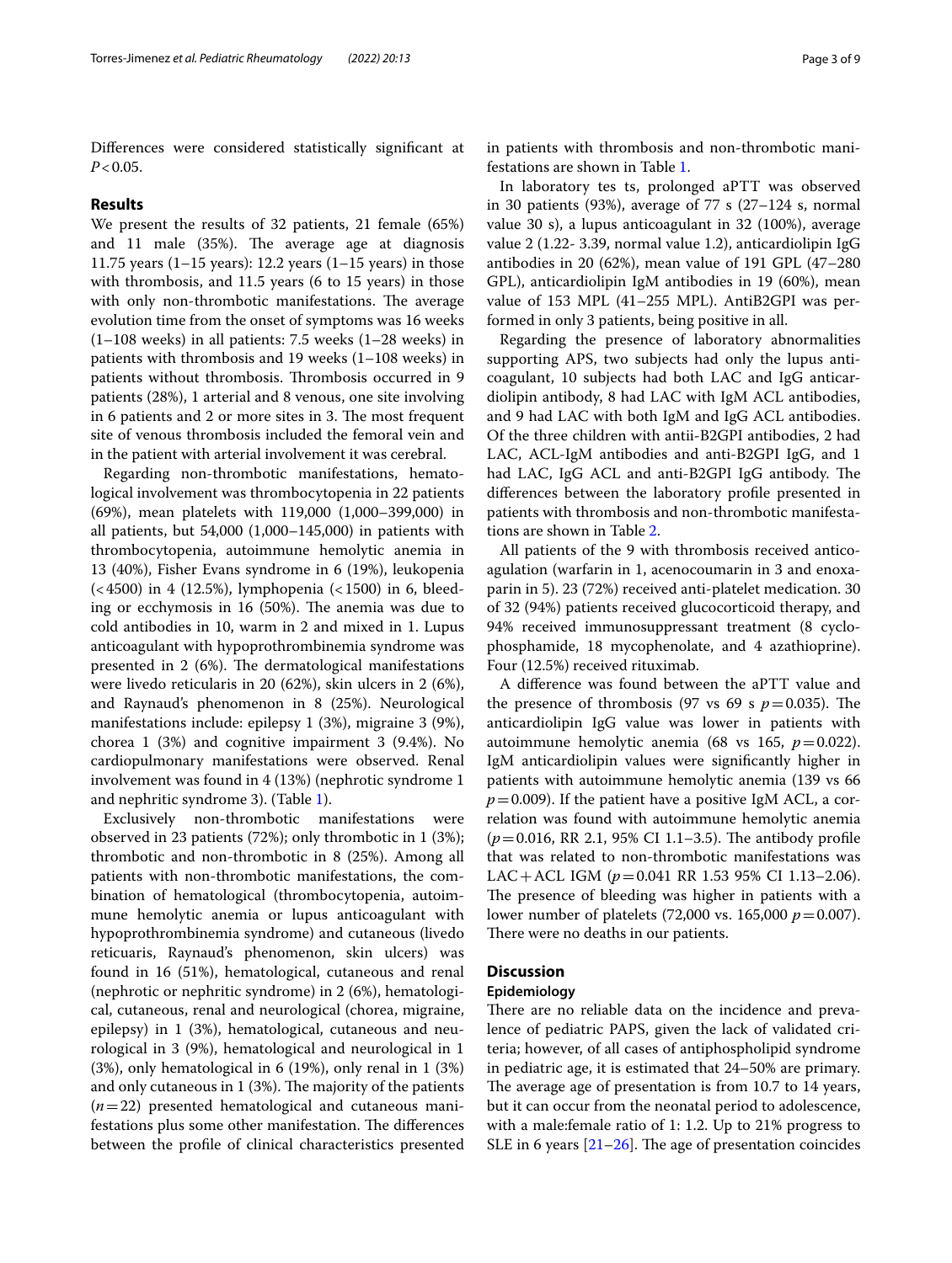Differences were considered statistically significant at $P < 0.05$.

## Results

We present the results of 32 patients, 21 female (65%) and 11 male (35%). The average age at diagnosis 11.75 years (1–15 years): 12.2 years (1–15 years) in those with thrombosis, and 11.5 years (6 to 15 years) in those with only non-thrombotic manifestations. The average evolution time from the onset of symptoms was 16 weeks (1–108 weeks) in all patients: 7.5 weeks (1–28 weeks) in patients with thrombosis and 19 weeks (1–108 weeks) in patients without thrombosis. Thrombosis occurred in 9 patients (28%), 1 arterial and 8 venous, one site involving in 6 patients and 2 or more sites in 3. The most frequent site of venous thrombosis included the femoral vein and in the patient with arterial involvement it was cerebral.

Regarding non-thrombotic manifestations, hematological involvement was thrombocytopenia in 22 patients (69%), mean platelets with 119,000 (1,000–399,000) in all patients, but 54,000 (1,000–145,000) in patients with thrombocytopenia, autoimmune hemolytic anemia in 13 (40%), Fisher Evans syndrome in 6 (19%), leukopenia (<4500) in 4 (12.5%), lymphopenia (<1500) in 6, bleeding or ecchymosis in 16 (50%). The anemia was due to cold antibodies in 10, warm in 2 and mixed in 1. Lupus anticoagulant with hypoprothrombinemia syndrome was presented in 2 (6%). The dermatological manifestations were livedo reticularis in 20 (62%), skin ulcers in 2 (6%), and Raynaud's phenomenon in 8 (25%). Neurological manifestations include: epilepsy 1 (3%), migraine 3 (9%), chorea 1 (3%) and cognitive impairment 3 (9.4%). No cardiopulmonary manifestations were observed. Renal involvement was found in 4 (13%) (nephrotic syndrome 1 and nephritic syndrome 3). (Table 1).

Exclusively non-thrombotic manifestations were observed in 23 patients (72%); only thrombotic in 1 (3%); thrombotic and non-thrombotic in 8 (25%). Among all patients with non-thrombotic manifestations, the combination of hematological (thrombocytopenia, autoimmune hemolytic anemia or lupus anticoagulant with hypoprothrombinemia syndrome) and cutaneous (livedo reticuaris, Raynaud's phenomenon, skin ulcers) was found in 16 (51%), hematological, cutaneous and renal (nephrotic or nephritic syndrome) in 2 (6%), hematological, cutaneous, renal and neurological (chorea, migraine, epilepsy) in 1 (3%), hematological, cutaneous and neurological in 3 (9%), hematological and neurological in 1 (3%), only hematological in 6 (19%), only renal in 1 (3%) and only cutaneous in 1 (3%). The majority of the patients ($n = 22$) presented hematological and cutaneous manifestations plus some other manifestation. The differences between the profile of clinical characteristics presented in patients with thrombosis and non-thrombotic manifestations are shown in Table 1.

In laboratory tes ts, prolonged aPTT was observed in 30 patients (93%), average of 77 s (27–124 s, normal value 30 s), a lupus anticoagulant in 32 (100%), average value 2 (1.22- 3.39, normal value 1.2), anticardiolipin IgG antibodies in 20 (62%), mean value of 191 GPL (47–280 GPL), anticardiolipin IgM antibodies in 19 (60%), mean value of 153 MPL (41–255 MPL). AntiB2GPI was performed in only 3 patients, being positive in all.

Regarding the presence of laboratory abnormalities supporting APS, two subjects had only the lupus anticoagulant, 10 subjects had both LAC and IgG anticardiolipin antibody, 8 had LAC with IgM ACL antibodies, and 9 had LAC with both IgM and IgG ACL antibodies. Of the three children with antii-B2GPI antibodies, 2 had LAC, ACL-IgM antibodies and anti-B2GPI IgG, and 1 had LAC, IgG ACL and anti-B2GPI IgG antibody. The differences between the laboratory profile presented in patients with thrombosis and non-thrombotic manifestations are shown in Table 2.

All patients of the 9 with thrombosis received anticoagulation (warfarin in 1, acenocoumarin in 3 and enoxaparin in 5). 23 (72%) received anti-platelet medication. 30 of 32 (94%) patients received glucocorticoid therapy, and 94% received immunosuppressant treatment (8 cyclophosphamide, 18 mycophenolate, and 4 azathioprine). Four (12.5%) received rituximab.

A difference was found between the aPTT value and the presence of thrombosis (97 vs 69 s $p = 0.035$). The anticardiolipin IgG value was lower in patients with autoimmune hemolytic anemia (68 vs 165, $p = 0.022$). IgM anticardiolipin values were significantly higher in patients with autoimmune hemolytic anemia (139 vs 66 $p = 0.009$). If the patient have a positive IgM ACL, a correlation was found with autoimmune hemolytic anemia ($p = 0.016$, RR 2.1, 95% CI 1.1–3.5). The antibody profile that was related to non-thrombotic manifestations was LAC + ACL IGM ($p = 0.041$ RR 1.53 95% CI 1.13–2.06). The presence of bleeding was higher in patients with a lower number of platelets (72,000 vs. 165,000 $p = 0.007$). There were no deaths in our patients.

## Discussion

### Epidemiology

There are no reliable data on the incidence and prevalence of pediatric PAPS, given the lack of validated criteria; however, of all cases of antiphospholipid syndrome in pediatric age, it is estimated that 24–50% are primary. The average age of presentation is from 10.7 to 14 years, but it can occur from the neonatal period to adolescence, with a male:female ratio of 1: 1.2. Up to 21% progress to SLE in 6 years [21–26]. The age of presentation coincides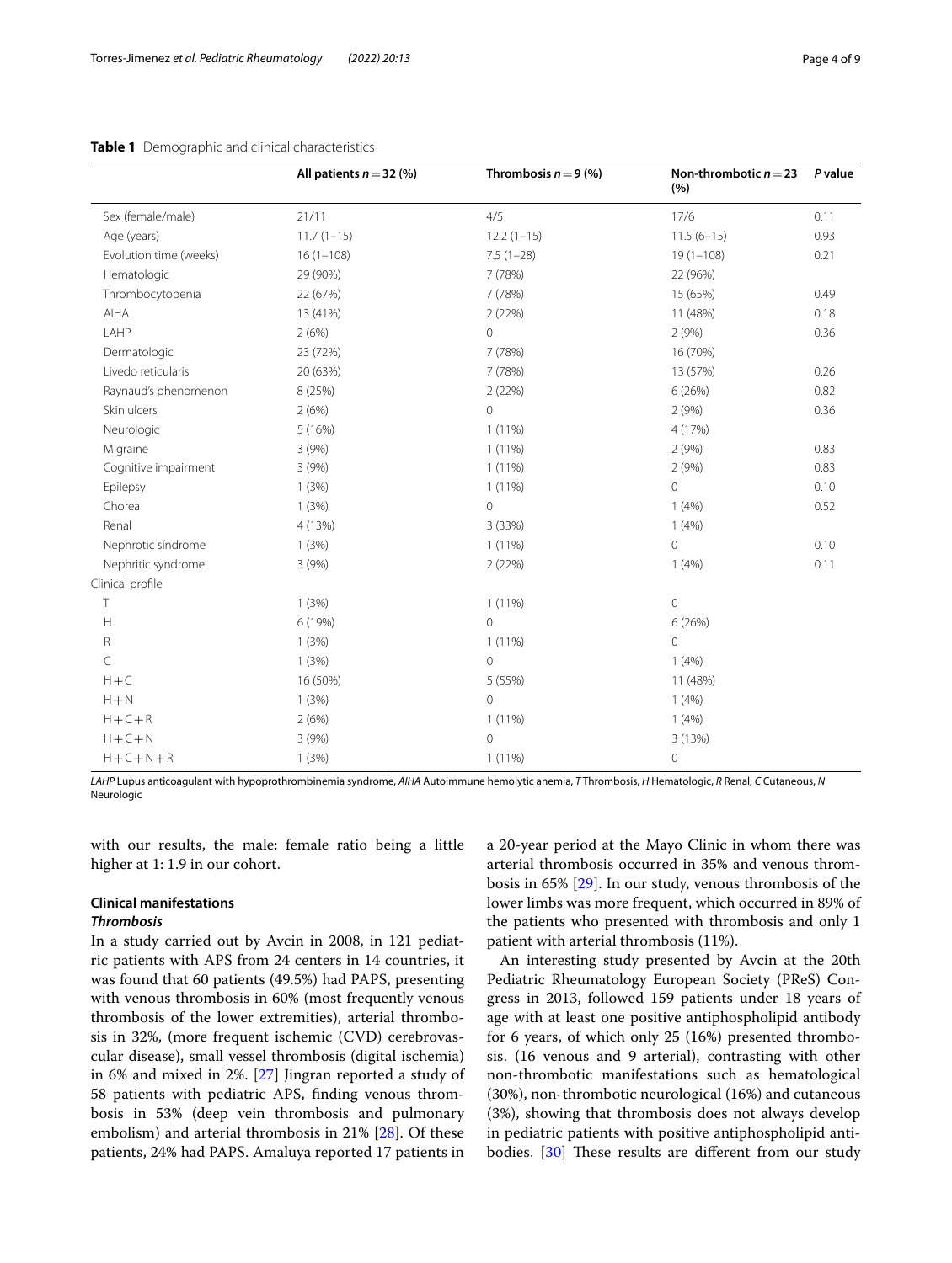**Table 1** Demographic and clinical characteristics

| | All patients *n* = 32 (%) | Thrombosis *n* = 9 (%) | Non-thrombotic *n* = 23 (%) | *P* value |
|---|---|---|---|---|
| Sex (female/male) | 21/11 | 4/5 | 17/6 | 0.11 |
| Age (years) | 11.7 (1–15) | 12.2 (1–15) | 11.5 (6–15) | 0.93 |
| Evolution time (weeks) | 16 (1–108) | 7.5 (1–28) | 19 (1–108) | 0.21 |
| Hematologic | 29 (90%) | 7 (78%) | 22 (96%) | |
| Thrombocytopenia | 22 (67%) | 7 (78%) | 15 (65%) | 0.49 |
| AIHA | 13 (41%) | 2 (22%) | 11 (48%) | 0.18 |
| LAHP | 2 (6%) | 0 | 2 (9%) | 0.36 |
| Dermatologic | 23 (72%) | 7 (78%) | 16 (70%) | |
| Livedo reticularis | 20 (63%) | 7 (78%) | 13 (57%) | 0.26 |
| Raynaud's phenomenon | 8 (25%) | 2 (22%) | 6 (26%) | 0.82 |
| Skin ulcers | 2 (6%) | 0 | 2 (9%) | 0.36 |
| Neurologic | 5 (16%) | 1 (11%) | 4 (17%) | |
| Migraine | 3 (9%) | 1 (11%) | 2 (9%) | 0.83 |
| Cognitive impairment | 3 (9%) | 1 (11%) | 2 (9%) | 0.83 |
| Epilepsy | 1 (3%) | 1 (11%) | 0 | 0.10 |
| Chorea | 1 (3%) | 0 | 1 (4%) | 0.52 |
| Renal | 4 (13%) | 3 (33%) | 1 (4%) | |
| Nephrotic síndrome | 1 (3%) | 1 (11%) | 0 | 0.10 |
| Nephritic syndrome | 3 (9%) | 2 (22%) | 1 (4%) | 0.11 |
| Clinical profile | | | | |
| T | 1 (3%) | 1 (11%) | 0 | |
| H | 6 (19%) | 0 | 6 (26%) | |
| R | 1 (3%) | 1 (11%) | 0 | |
| C | 1 (3%) | 0 | 1 (4%) | |
| H + C | 16 (50%) | 5 (55%) | 11 (48%) | |
| H + N | 1 (3%) | 0 | 1 (4%) | |
| H + C + R | 2 (6%) | 1 (11%) | 1 (4%) | |
| H + C + N | 3 (9%) | 0 | 3 (13%) | |
| H + C + N + R | 1 (3%) | 1 (11%) | 0 | |

*LAHP* Lupus anticoagulant with hypoprothrombinemia syndrome, *AIHA* Autoimmune hemolytic anemia, *T* Thrombosis, *H* Hematologic, *R* Renal, *C* Cutaneous, *N* Neurologic

with our results, the male: female ratio being a little higher at 1: 1.9 in our cohort.

## Clinical manifestations

### *Thrombosis*

In a study carried out by Avcin in 2008, in 121 pediatric patients with APS from 24 centers in 14 countries, it was found that 60 patients (49.5%) had PAPS, presenting with venous thrombosis in 60% (most frequently venous thrombosis of the lower extremities), arterial thrombosis in 32%, (more frequent ischemic (CVD) cerebrovascular disease), small vessel thrombosis (digital ischemia) in 6% and mixed in 2%. [27] Jingran reported a study of 58 patients with pediatric APS, finding venous thrombosis in 53% (deep vein thrombosis and pulmonary embolism) and arterial thrombosis in 21% [28]. Of these patients, 24% had PAPS. Amaluya reported 17 patients in a 20-year period at the Mayo Clinic in whom there was arterial thrombosis occurred in 35% and venous thrombosis in 65% [29]. In our study, venous thrombosis of the lower limbs was more frequent, which occurred in 89% of the patients who presented with thrombosis and only 1 patient with arterial thrombosis (11%).

An interesting study presented by Avcin at the 20th Pediatric Rheumatology European Society (PReS) Congress in 2013, followed 159 patients under 18 years of age with at least one positive antiphospholipid antibody for 6 years, of which only 25 (16%) presented thrombosis. (16 venous and 9 arterial), contrasting with other non-thrombotic manifestations such as hematological (30%), non-thrombotic neurological (16%) and cutaneous (3%), showing that thrombosis does not always develop in pediatric patients with positive antiphospholipid antibodies. [30] These results are different from our study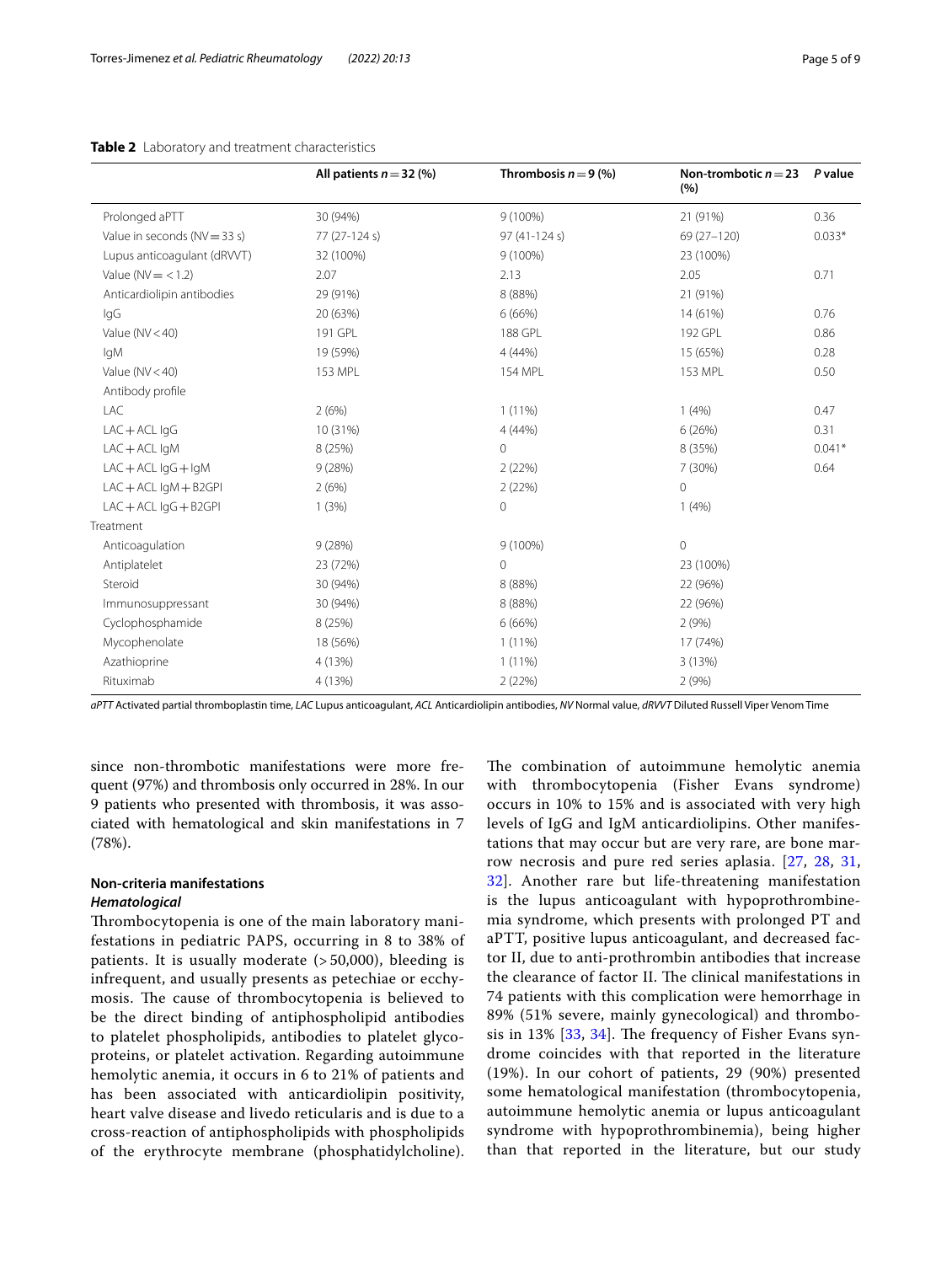**Table 2** Laboratory and treatment characteristics

| | All patients $n = 32$ (%) | Thrombosis $n = 9$ (%) | Non-trombotic $n = 23$ (%) | P value |
|---|---|---|---|---|
| Prolonged aPTT | 30 (94%) | 9 (100%) | 21 (91%) | 0.36 |
| Value in seconds (NV = 33 s) | 77 (27-124 s) | 97 (41-124 s) | 69 (27–120) | 0.033* |
| Lupus anticoagulant (dRVVT) | 32 (100%) | 9 (100%) | 23 (100%) | |
| Value (NV = < 1.2) | 2.07 | 2.13 | 2.05 | 0.71 |
| Anticardiolipin antibodies | 29 (91%) | 8 (88%) | 21 (91%) | |
| IgG | 20 (63%) | 6 (66%) | 14 (61%) | 0.76 |
| Value (NV < 40) | 191 GPL | 188 GPL | 192 GPL | 0.86 |
| IgM | 19 (59%) | 4 (44%) | 15 (65%) | 0.28 |
| Value (NV < 40) | 153 MPL | 154 MPL | 153 MPL | 0.50 |
| Antibody profile | | | | |
| LAC | 2 (6%) | 1 (11%) | 1 (4%) | 0.47 |
| LAC + ACL IgG | 10 (31%) | 4 (44%) | 6 (26%) | 0.31 |
| LAC + ACL IgM | 8 (25%) | 0 | 8 (35%) | 0.041* |
| LAC + ACL IgG + IgM | 9 (28%) | 2 (22%) | 7 (30%) | 0.64 |
| LAC + ACL IgM + B2GPI | 2 (6%) | 2 (22%) | 0 | |
| LAC + ACL IgG + B2GPI | 1 (3%) | 0 | 1 (4%) | |
| Treatment | | | | |
| Anticoagulation | 9 (28%) | 9 (100%) | 0 | |
| Antiplatelet | 23 (72%) | 0 | 23 (100%) | |
| Steroid | 30 (94%) | 8 (88%) | 22 (96%) | |
| Immunosuppressant | 30 (94%) | 8 (88%) | 22 (96%) | |
| Cyclophosphamide | 8 (25%) | 6 (66%) | 2 (9%) | |
| Mycophenolate | 18 (56%) | 1 (11%) | 17 (74%) | |
| Azathioprine | 4 (13%) | 1 (11%) | 3 (13%) | |
| Rituximab | 4 (13%) | 2 (22%) | 2 (9%) | |

*aPTT* Activated partial thromboplastin time, *LAC* Lupus anticoagulant, *ACL* Anticardiolipin antibodies, *NV* Normal value, *dRVVT* Diluted Russell Viper Venom Time

since non-thrombotic manifestations were more frequent (97%) and thrombosis only occurred in 28%. In our 9 patients who presented with thrombosis, it was associated with hematological and skin manifestations in 7 (78%).

### Non-criteria manifestations

#### *Hematological*

Thrombocytopenia is one of the main laboratory manifestations in pediatric PAPS, occurring in 8 to 38% of patients. It is usually moderate (> 50,000), bleeding is infrequent, and usually presents as petechiae or ecchymosis. The cause of thrombocytopenia is believed to be the direct binding of antiphospholipid antibodies to platelet phospholipids, antibodies to platelet glycoproteins, or platelet activation. Regarding autoimmune hemolytic anemia, it occurs in 6 to 21% of patients and has been associated with anticardiolipin positivity, heart valve disease and livedo reticularis and is due to a cross-reaction of antiphospholipids with phospholipids of the erythrocyte membrane (phosphatidylcholine). The combination of autoimmune hemolytic anemia with thrombocytopenia (Fisher Evans syndrome) occurs in 10% to 15% and is associated with very high levels of IgG and IgM anticardiolipins. Other manifestations that may occur but are very rare, are bone marrow necrosis and pure red series aplasia. [27, 28, 31, 32]. Another rare but life-threatening manifestation is the lupus anticoagulant with hypoprothrombinemia syndrome, which presents with prolonged PT and aPTT, positive lupus anticoagulant, and decreased factor II, due to anti-prothrombin antibodies that increase the clearance of factor II. The clinical manifestations in 74 patients with this complication were hemorrhage in 89% (51% severe, mainly gynecological) and thrombosis in 13% [33, 34]. The frequency of Fisher Evans syndrome coincides with that reported in the literature (19%). In our cohort of patients, 29 (90%) presented some hematological manifestation (thrombocytopenia, autoimmune hemolytic anemia or lupus anticoagulant syndrome with hypoprothrombinemia), being higher than that reported in the literature, but our study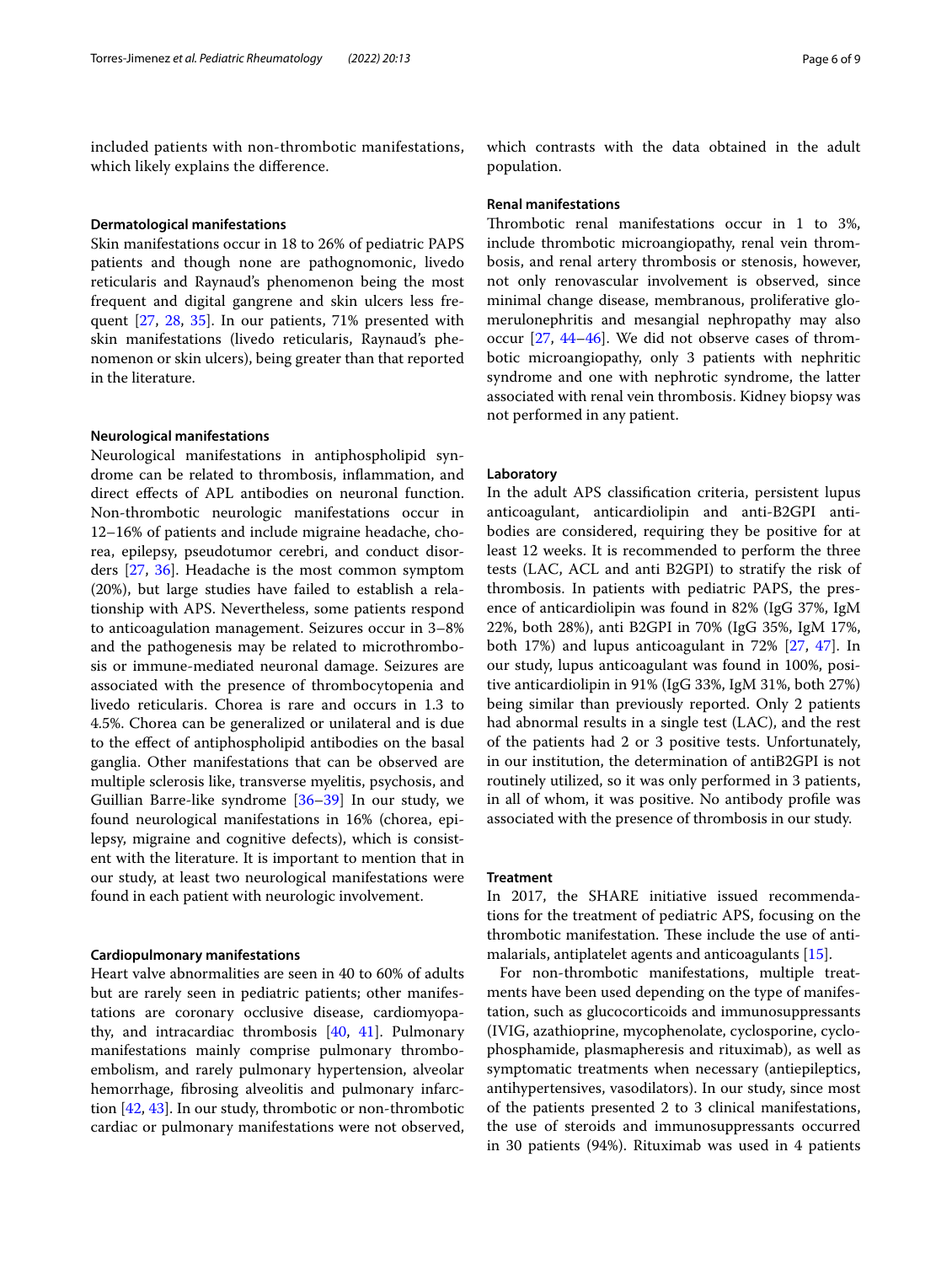included patients with non-thrombotic manifestations, which likely explains the difference.

### Dermatological manifestations

Skin manifestations occur in 18 to 26% of pediatric PAPS patients and though none are pathognomonic, livedo reticularis and Raynaud's phenomenon being the most frequent and digital gangrene and skin ulcers less frequent [27, 28, 35]. In our patients, 71% presented with skin manifestations (livedo reticularis, Raynaud's phenomenon or skin ulcers), being greater than that reported in the literature.

### Neurological manifestations

Neurological manifestations in antiphospholipid syndrome can be related to thrombosis, inflammation, and direct effects of APL antibodies on neuronal function. Non-thrombotic neurologic manifestations occur in 12–16% of patients and include migraine headache, chorea, epilepsy, pseudotumor cerebri, and conduct disorders [27, 36]. Headache is the most common symptom (20%), but large studies have failed to establish a relationship with APS. Nevertheless, some patients respond to anticoagulation management. Seizures occur in 3–8% and the pathogenesis may be related to microthrombosis or immune-mediated neuronal damage. Seizures are associated with the presence of thrombocytopenia and livedo reticularis. Chorea is rare and occurs in 1.3 to 4.5%. Chorea can be generalized or unilateral and is due to the effect of antiphospholipid antibodies on the basal ganglia. Other manifestations that can be observed are multiple sclerosis like, transverse myelitis, psychosis, and Guillian Barre-like syndrome [36–39] In our study, we found neurological manifestations in 16% (chorea, epilepsy, migraine and cognitive defects), which is consistent with the literature. It is important to mention that in our study, at least two neurological manifestations were found in each patient with neurologic involvement.

### Cardiopulmonary manifestations

Heart valve abnormalities are seen in 40 to 60% of adults but are rarely seen in pediatric patients; other manifestations are coronary occlusive disease, cardiomyopathy, and intracardiac thrombosis [40, 41]. Pulmonary manifestations mainly comprise pulmonary thromboembolism, and rarely pulmonary hypertension, alveolar hemorrhage, fibrosing alveolitis and pulmonary infarction [42, 43]. In our study, thrombotic or non-thrombotic cardiac or pulmonary manifestations were not observed, which contrasts with the data obtained in the adult population.

### Renal manifestations

Thrombotic renal manifestations occur in 1 to 3%, include thrombotic microangiopathy, renal vein thrombosis, and renal artery thrombosis or stenosis, however, not only renovascular involvement is observed, since minimal change disease, membranous, proliferative glomerulonephritis and mesangial nephropathy may also occur [27, 44–46]. We did not observe cases of thrombotic microangiopathy, only 3 patients with nephritic syndrome and one with nephrotic syndrome, the latter associated with renal vein thrombosis. Kidney biopsy was not performed in any patient.

### Laboratory

In the adult APS classification criteria, persistent lupus anticoagulant, anticardiolipin and anti-B2GPI antibodies are considered, requiring they be positive for at least 12 weeks. It is recommended to perform the three tests (LAC, ACL and anti B2GPI) to stratify the risk of thrombosis. In patients with pediatric PAPS, the presence of anticardiolipin was found in 82% (IgG 37%, IgM 22%, both 28%), anti B2GPI in 70% (IgG 35%, IgM 17%, both 17%) and lupus anticoagulant in 72% [27, 47]. In our study, lupus anticoagulant was found in 100%, positive anticardiolipin in 91% (IgG 33%, IgM 31%, both 27%) being similar than previously reported. Only 2 patients had abnormal results in a single test (LAC), and the rest of the patients had 2 or 3 positive tests. Unfortunately, in our institution, the determination of antiB2GPI is not routinely utilized, so it was only performed in 3 patients, in all of whom, it was positive. No antibody profile was associated with the presence of thrombosis in our study.

### Treatment

In 2017, the SHARE initiative issued recommendations for the treatment of pediatric APS, focusing on the thrombotic manifestation. These include the use of antimalarials, antiplatelet agents and anticoagulants [15].

For non-thrombotic manifestations, multiple treatments have been used depending on the type of manifestation, such as glucocorticoids and immunosuppressants (IVIG, azathioprine, mycophenolate, cyclosporine, cyclophosphamide, plasmapheresis and rituximab), as well as symptomatic treatments when necessary (antiepileptics, antihypertensives, vasodilators). In our study, since most of the patients presented 2 to 3 clinical manifestations, the use of steroids and immunosuppressants occurred in 30 patients (94%). Rituximab was used in 4 patients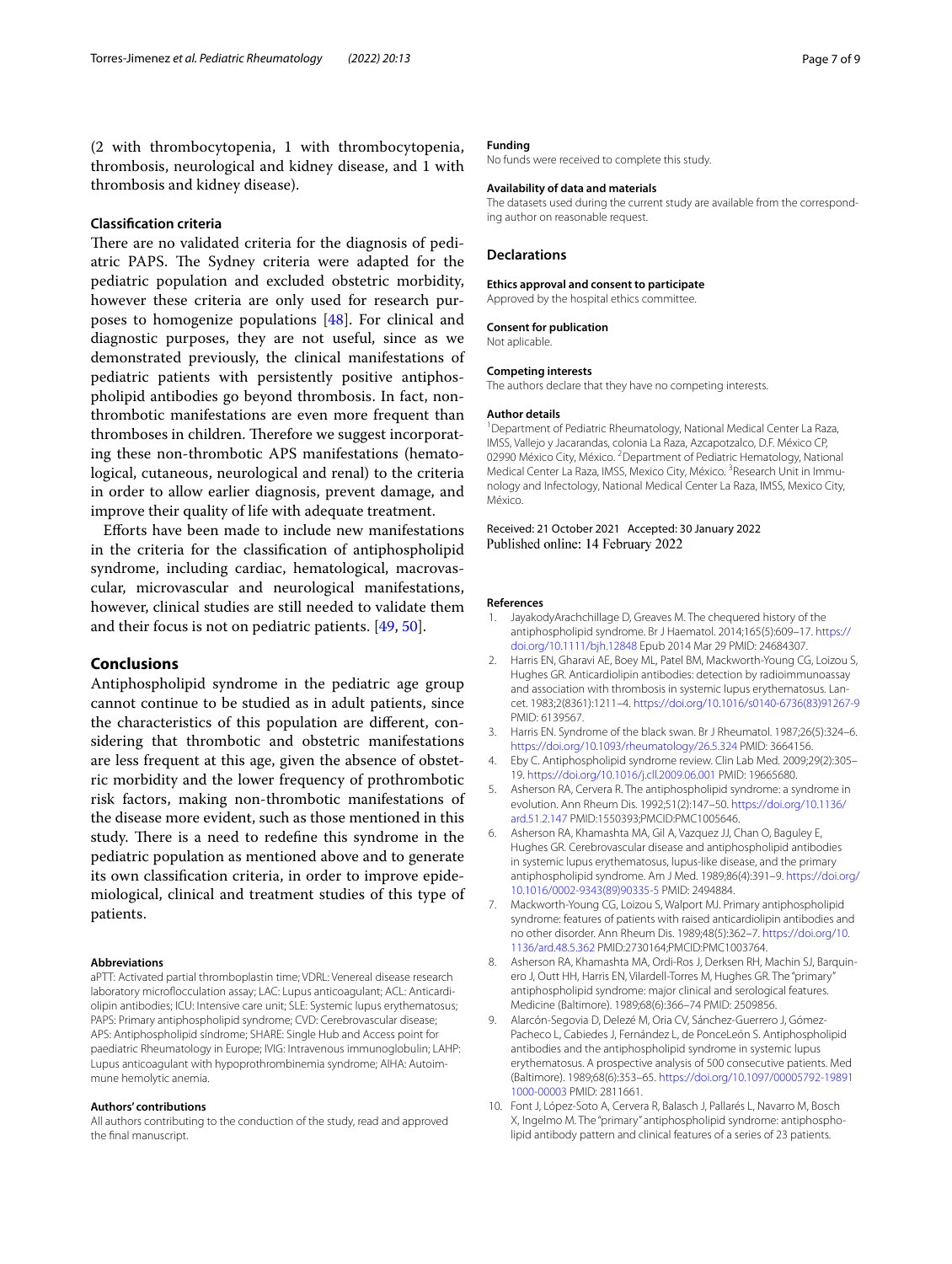(2 with thrombocytopenia, 1 with thrombocytopenia, thrombosis, neurological and kidney disease, and 1 with thrombosis and kidney disease).

### Classification criteria

There are no validated criteria for the diagnosis of pediatric PAPS. The Sydney criteria were adapted for the pediatric population and excluded obstetric morbidity, however these criteria are only used for research purposes to homogenize populations [48]. For clinical and diagnostic purposes, they are not useful, since as we demonstrated previously, the clinical manifestations of pediatric patients with persistently positive antiphospholipid antibodies go beyond thrombosis. In fact, non-thrombotic manifestations are even more frequent than thromboses in children. Therefore we suggest incorporating these non-thrombotic APS manifestations (hematological, cutaneous, neurological and renal) to the criteria in order to allow earlier diagnosis, prevent damage, and improve their quality of life with adequate treatment.

Efforts have been made to include new manifestations in the criteria for the classification of antiphospholipid syndrome, including cardiac, hematological, macrovascular, microvascular and neurological manifestations, however, clinical studies are still needed to validate them and their focus is not on pediatric patients. [49, 50].

## Conclusions

Antiphospholipid syndrome in the pediatric age group cannot continue to be studied as in adult patients, since the characteristics of this population are different, considering that thrombotic and obstetric manifestations are less frequent at this age, given the absence of obstetric morbidity and the lower frequency of prothrombotic risk factors, making non-thrombotic manifestations of the disease more evident, such as those mentioned in this study. There is a need to redefine this syndrome in the pediatric population as mentioned above and to generate its own classification criteria, in order to improve epidemiological, clinical and treatment studies of this type of patients.

#### Abbreviations

aPTT: Activated partial thromboplastin time; VDRL: Venereal disease research laboratory microflocculation assay; LAC: Lupus anticoagulant; ACL: Anticardiolipin antibodies; ICU: Intensive care unit; SLE: Systemic lupus erythematosus; PAPS: Primary antiphospholipid syndrome; CVD: Cerebrovascular disease; APS: Antiphospholipid síndrome; SHARE: Single Hub and Access point for paediatric Rheumatology in Europe; IVIG: Intravenous immunoglobulin; LAHP: Lupus anticoagulant with hypoprothrombinemia syndrome; AIHA: Autoimmune hemolytic anemia.

#### Authors' contributions

All authors contributing to the conduction of the study, read and approved the final manuscript.

#### Funding

No funds were received to complete this study.

#### Availability of data and materials

The datasets used during the current study are available from the corresponding author on reasonable request.

### Declarations

#### Ethics approval and consent to participate

Approved by the hospital ethics committee.

#### Consent for publication

Not aplicable.

#### Competing interests

The authors declare that they have no competing interests.

#### Author details

[1]Department of Pediatric Rheumatology, National Medical Center La Raza, IMSS, Vallejo y Jacarandas, colonia La Raza, Azcapotzalco, D.F. México CP, 02990 México City, México. [2]Department of Pediatric Hematology, National Medical Center La Raza, IMSS, Mexico City, México. [3]Research Unit in Immunology and Infectology, National Medical Center La Raza, IMSS, Mexico City, México.

Received: 21 October 2021 Accepted: 30 January 2022
Published online: 14 February 2022

#### References

1. JayakodyArachchillage D, Greaves M. The chequered history of the antiphospholipid syndrome. Br J Haematol. 2014;165(5):609–17. https://doi.org/10.1111/bjh.12848 Epub 2014 Mar 29 PMID: 24684307.
2. Harris EN, Gharavi AE, Boey ML, Patel BM, Mackworth-Young CG, Loizou S, Hughes GR. Anticardiolipin antibodies: detection by radioimmunoassay and association with thrombosis in systemic lupus erythematosus. Lancet. 1983;2(8361):1211–4. https://doi.org/10.1016/s0140-6736(83)91267-9 PMID: 6139567.
3. Harris EN. Syndrome of the black swan. Br J Rheumatol. 1987;26(5):324–6. https://doi.org/10.1093/rheumatology/26.5.324 PMID: 3664156.
4. Eby C. Antiphospholipid syndrome review. Clin Lab Med. 2009;29(2):305–19. https://doi.org/10.1016/j.cll.2009.06.001 PMID: 19665680.
5. Asherson RA, Cervera R. The antiphospholipid syndrome: a syndrome in evolution. Ann Rheum Dis. 1992;51(2):147–50. https://doi.org/10.1136/ard.51.2.147 PMID:1550393;PMCID:PMC1005646.
6. Asherson RA, Khamashta MA, Gil A, Vazquez JJ, Chan O, Baguley E, Hughes GR. Cerebrovascular disease and antiphospholipid antibodies in systemic lupus erythematosus, lupus-like disease, and the primary antiphospholipid syndrome. Am J Med. 1989;86(4):391–9. https://doi.org/10.1016/0002-9343(89)90335-5 PMID: 2494884.
7. Mackworth-Young CG, Loizou S, Walport MJ. Primary antiphospholipid syndrome: features of patients with raised anticardiolipin antibodies and no other disorder. Ann Rheum Dis. 1989;48(5):362–7. https://doi.org/10.1136/ard.48.5.362 PMID:2730164;PMCID:PMC1003764.
8. Asherson RA, Khamashta MA, Ordi-Ros J, Derksen RH, Machin SJ, Barquinero J, Outt HH, Harris EN, Vilardell-Torres M, Hughes GR. The "primary" antiphospholipid syndrome: major clinical and serological features. Medicine (Baltimore). 1989;68(6):366–74 PMID: 2509856.
9. Alarcón-Segovia D, Delezé M, Oria CV, Sánchez-Guerrero J, Gómez-Pacheco L, Cabiedes J, Fernández L, de PonceLeón S. Antiphospholipid antibodies and the antiphospholipid syndrome in systemic lupus erythematosus. A prospective analysis of 500 consecutive patients. Med (Baltimore). 1989;68(6):353–65. https://doi.org/10.1097/00005792-198911000-00003 PMID: 2811661.
10. Font J, López-Soto A, Cervera R, Balasch J, Pallarés L, Navarro M, Bosch X, Ingelmo M. The "primary" antiphospholipid syndrome: antiphospholipid antibody pattern and clinical features of a series of 23 patients.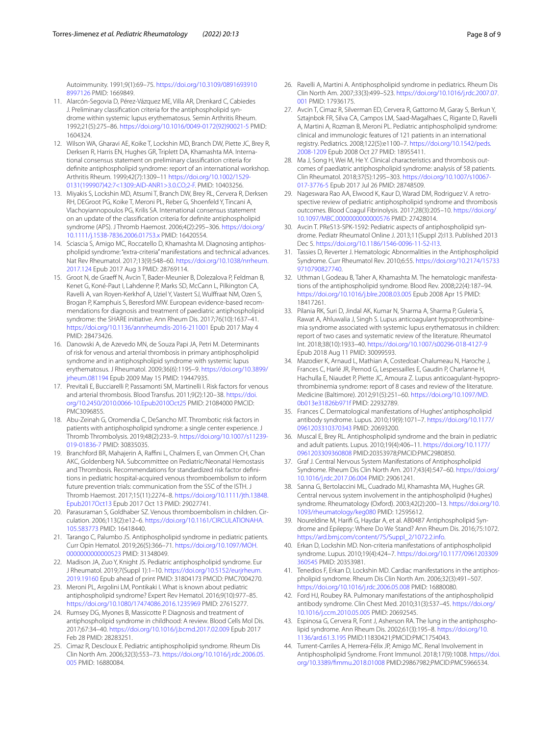Autoimmunity. 1991;9(1):69–75. https://doi.org/10.3109/0891693910 8997126 PMID: 1669849.

11. Alarcón-Segovia D, Pérez-Vázquez ME, Villa AR, Drenkard C, Cabiedes J. Preliminary classification criteria for the antiphospholipid syndrome within systemic lupus erythematosus. Semin Arthritis Rheum. 1992;21(5):275–86. https://doi.org/10.1016/0049-0172(92)90021-5 PMID: 1604324.
12. Wilson WA, Gharavi AE, Koike T, Lockshin MD, Branch DW, Piette JC, Brey R, Derksen R, Harris EN, Hughes GR, Triplett DA, Khamashta MA. International consensus statement on preliminary classification criteria for definite antiphospholipid syndrome: report of an international workshop. Arthritis Rheum. 1999;42(7):1309–11 https://doi.org/10.1002/1529-0131(199907)42:7<1309::AID-ANR1>3.0.CO;2-F. PMID: 10403256.
13. Miyakis S, Lockshin MD, Atsumi T, Branch DW, Brey RL, Cervera R, Derksen RH, DEGroot PG, Koike T, Meroni PL, Reber G, Shoenfeld Y, Tincani A, Vlachoyiannopoulos PG, Krilis SA. International consensus statement on an update of the classification criteria for definite antiphospholipid syndrome (APS). J Thromb Haemost. 2006;4(2):295–306. https://doi.org/10.1111/j.1538-7836.2006.01753.x PMID: 16420554.
14. Sciascia S, Amigo MC, Roccatello D, Khamashta M. Diagnosing antiphospholipid syndrome: "extra-criteria" manifestations and technical advances. Nat Rev Rheumatol. 2017;13(9):548–60. https://doi.org/10.1038/nrrheum.2017.124 Epub 2017 Aug 3 PMID: 28769114.
15. Groot N, de Graeff N, Avcin T, Bader-Meunier B, Dolezalova P, Feldman B, Kenet G, Koné-Paut I, Lahdenne P, Marks SD, McCann L, Pilkington CA, Ravelli A, van Royen-Kerkhof A, Uziel Y, Vastert SJ, Wulffraat NM, Ozen S, Brogan P, Kamphuis S, Beresford MW. European evidence-based recommendations for diagnosis and treatment of paediatric antiphospholipid syndrome: the SHARE initiative. Ann Rheum Dis. 2017;76(10):1637–41. https://doi.org/10.1136/annrheumdis-2016-211001 Epub 2017 May 4 PMID: 28473426.
16. Danowski A, de Azevedo MN, de Souza Papi JA, Petri M. Determinants of risk for venous and arterial thrombosis in primary antiphospholipid syndrome and in antiphospholipid syndrome with systemic lupus erythematosus. J Rheumatol. 2009;36(6):1195–9. https://doi.org/10.3899/jrheum.081194 Epub 2009 May 15 PMID: 19447935.
17. Previtali E, Bucciarelli P, Passamonti SM, Martinelli I. Risk factors for venous and arterial thrombosis. Blood Transfus. 2011;9(2):120–38. https://doi.org/10.2450/2010.0066-10.Epub2010Oct25 PMID: 21084000 PMCID: PMC3096855.
18. Abu-Zeinah G, Oromendia C, DeSancho MT. Thrombotic risk factors in patients with antiphospholipid syndrome: a single center experience. J Thromb Thrombolysis. 2019;48(2):233–9. https://doi.org/10.1007/s11239-019-01836-7 PMID: 30835035.
19. Branchford BR, Mahajerin A, Raffini L, Chalmers E, van Ommen CH, Chan AKC, Goldenberg NA. Subcommittee on Pediatric/Neonatal Hemostasis and Thrombosis. Recommendations for standardized risk factor definitions in pediatric hospital-acquired venous thromboembolism to inform future prevention trials: communication from the SSC of the ISTH. J Thromb Haemost. 2017;15(11):2274–8. https://doi.org/10.1111/jth.13848.Epub2017Oct13 Epub 2017 Oct 13 PMID: 29027741.
20. Parasuraman S, Goldhaber SZ. Venous thromboembolism in children. Circulation. 2006;113(2):e12–6. https://doi.org/10.1161/CIRCULATIONAHA.105.583773 PMID: 16418440.
21. Tarango C, Palumbo JS. Antiphospholipid syndrome in pediatric patients. Curr Opin Hematol. 2019;26(5):366–71. https://doi.org/10.1097/MOH.0000000000000523 PMID: 31348049.
22. Madison JA, Zuo Y, Knight JS. Pediatric antiphospholipid syndrome. Eur J Rheumatol. 2019;7(Suppl 1):1–10. https://doi.org/10.5152/eurjrheum.2019.19160 Epub ahead of print PMID: 31804173 PMCID: PMC7004270.
23. Meroni PL, Argolini LM, Pontikaki I. What is known about pediatric antiphospholipid syndrome? Expert Rev Hematol. 2016;9(10):977–85. https://doi.org/10.1080/17474086.2016.1235969 PMID: 27615277.
24. Rumsey DG, Myones B, Massicotte P. Diagnosis and treatment of antiphospholipid syndrome in childhood: A review. Blood Cells Mol Dis. 2017;67:34–40. https://doi.org/10.1016/j.bcmd.2017.02.009 Epub 2017 Feb 28 PMID: 28283251.
25. Cimaz R, Descloux E. Pediatric antiphospholipid syndrome. Rheum Dis Clin North Am. 2006;32(3):553–73. https://doi.org/10.1016/j.rdc.2006.05.005 PMID: 16880084.
26. Ravelli A, Martini A. Antiphospholipid syndrome in pediatrics. Rheum Dis Clin North Am. 2007;33(3):499–523. https://doi.org/10.1016/j.rdc.2007.07.001 PMID: 17936175.
27. Avcin T, Cimaz R, Silverman ED, Cervera R, Gattorno M, Garay S, Berkun Y, Sztajnbok FR, Silva CA, Campos LM, Saad-Magalhaes C, Rigante D, Ravelli A, Martini A, Rozman B, Meroni PL. Pediatric antiphospholipid syndrome: clinical and immunologic features of 121 patients in an international registry. Pediatrics. 2008;122(5):e1100–7. https://doi.org/10.1542/peds.2008-1209 Epub 2008 Oct 27 PMID: 18955411.
28. Ma J, Song H, Wei M, He Y. Clinical characteristics and thrombosis outcomes of paediatric antiphospholipid syndrome: analysis of 58 patients. Clin Rheumatol. 2018;37(5):1295–303. https://doi.org/10.1007/s10067-017-3776-5 Epub 2017 Jul 26 PMID: 28748509.
29. Nageswara Rao AA, Elwood K, Kaur D, Warad DM, Rodriguez V. A retrospective review of pediatric antiphospholipid syndrome and thrombosis outcomes. Blood Coagul Fibrinolysis. 2017;28(3):205–10. https://doi.org/10.1097/MBC.0000000000000576 PMID: 27428014.
30. Avcin T. PReS13-SPK-1592: Pediatric aspects of antiphospholipid syndrome. Pediatr Rheumatol Online J. 2013;11(Suppl 2):I13. Published 2013 Dec 5. https://doi.org/10.1186/1546-0096-11-S2-I13.
31. Tassies D, Reverter J. Hematologic Abnormalities in the Antiphospholipid Syndrome. Curr Rheumatol Rev. 2010;6:55. https://doi.org/10.2174/157339710790827740.
32. Uthman I, Godeau B, Taher A, Khamashta M. The hematologic manifestations of the antiphospholipid syndrome. Blood Rev. 2008;22(4):187–94. https://doi.org/10.1016/j.blre.2008.03.005 Epub 2008 Apr 15 PMID: 18417261.
33. Pilania RK, Suri D, Jindal AK, Kumar N, Sharma A, Sharma P, Guleria S, Rawat A, Ahluwalia J, Singh S. Lupus anticoagulant hypoprothrombinemia syndrome associated with systemic lupus erythematosus in children: report of two cases and systematic review of the literature. Rheumatol Int. 2018;38(10):1933–40. https://doi.org/10.1007/s00296-018-4127-9 Epub 2018 Aug 11 PMID: 30099593.
34. Mazodier K, Arnaud L, Mathian A, Costedoat-Chalumeau N, Haroche J, Frances C, Harlé JR, Pernod G, Lespessailles E, Gaudin P, Charlanne H, Hachulla E, Niaudet P, Piette JC, Amoura Z. Lupus anticoagulant-hypoprothrombinemia syndrome: report of 8 cases and review of the literature. Medicine (Baltimore). 2012;91(5):251–60. https://doi.org/10.1097/MD.0b013e31826b971f PMID: 22932789.
35. Frances C. Dermatological manifestations of Hughes' antiphospholipid antibody syndrome. Lupus. 2010;19(9):1071–7. https://doi.org/10.1177/0961203310370343 PMID: 20693200.
36. Muscal E, Brey RL. Antiphospholipid syndrome and the brain in pediatric and adult patients. Lupus. 2010;19(4):406–11. https://doi.org/10.1177/0961203309360808 PMID:20353978;PMCID:PMC2980850.
37. Graf J. Central Nervous System Manifestations of Antiphospholipid Syndrome. Rheum Dis Clin North Am. 2017;43(4):547–60. https://doi.org/10.1016/j.rdc.2017.06.004 PMID: 29061241.
38. Sanna G, Bertolaccini ML, Cuadrado MJ, Khamashta MA, Hughes GR. Central nervous system involvement in the antiphospholipid (Hughes) syndrome. Rheumatology (Oxford). 2003;42(2):200–13. https://doi.org/10.1093/rheumatology/keg080 PMID: 12595612.
39. Noureldine M, Harifi G, Haydar A, et al. AB0487 Antiphospholipid Syndrome and Epilepsy: Where Do We Stand? Ann Rheum Dis. 2016;75:1072. https://ard.bmj.com/content/75/Suppl_2/1072.2.info.
40. Erkan D, Lockshin MD. Non-criteria manifestations of antiphospholipid syndrome. Lupus. 2010;19(4):424–7. https://doi.org/10.1177/0961203309360545 PMID: 20353981.
41. Tenedios F, Erkan D, Lockshin MD. Cardiac manifestations in the antiphospholipid syndrome. Rheum Dis Clin North Am. 2006;32(3):491–507. https://doi.org/10.1016/j.rdc.2006.05.008 PMID: 16880080.
42. Ford HJ, Roubey RA. Pulmonary manifestations of the antiphospholipid antibody syndrome. Clin Chest Med. 2010;31(3):537–45. https://doi.org/10.1016/j.ccm.2010.05.005 PMID: 20692545.
43. Espinosa G, Cervera R, Font J, Asherson RA. The lung in the antiphospholipid syndrome. Ann Rheum Dis. 2002;61(3):195–8. https://doi.org/10.1136/ard.61.3.195 PMID:11830421;PMCID:PMC1754043.
44. Turrent-Carriles A, Herrera-Félix JP, Amigo MC. Renal Involvement in Antiphospholipid Syndrome. Front Immunol. 2018;17(9):1008. https://doi.org/10.3389/fimmu.2018.01008 PMID:29867982;PMCID:PMC5966534.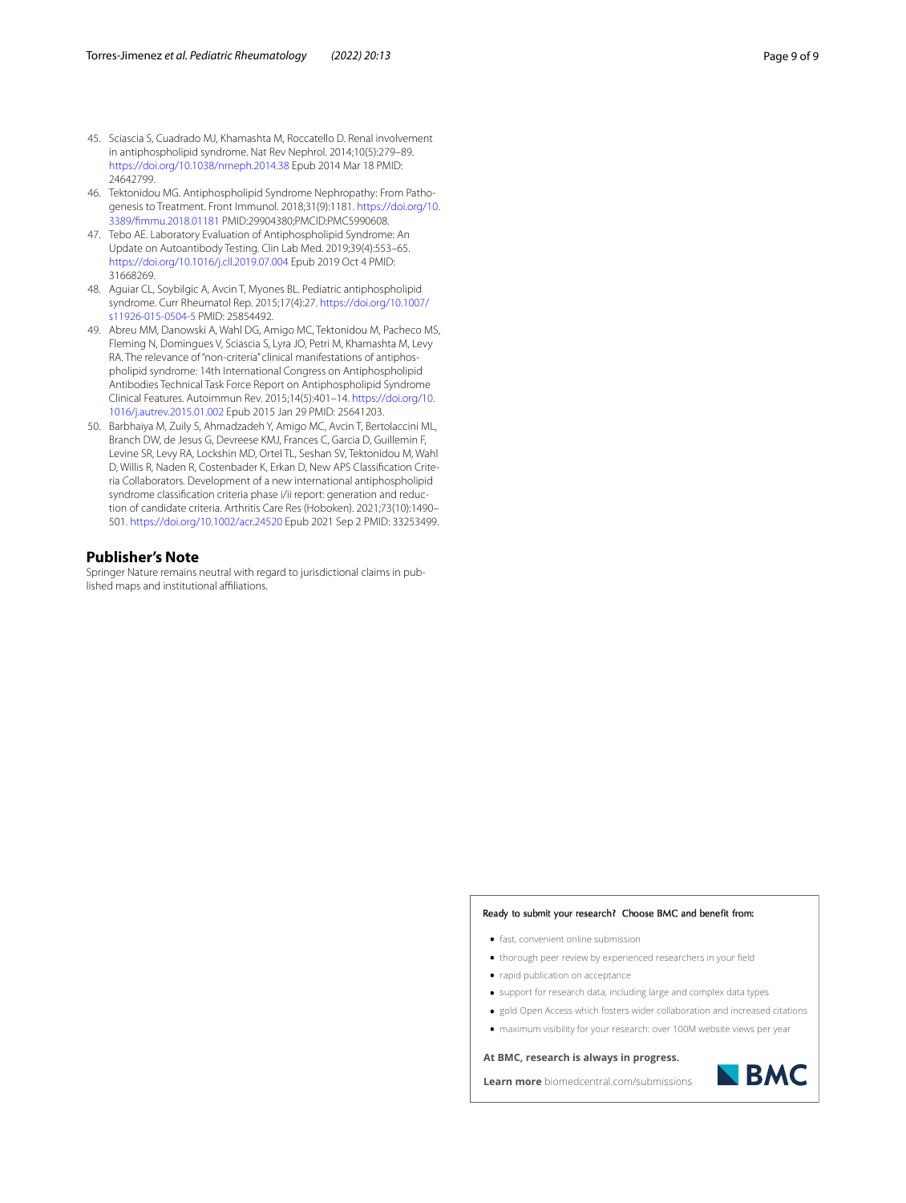45. Sciascia S, Cuadrado MJ, Khamashta M, Roccatello D. Renal involvement in antiphospholipid syndrome. Nat Rev Nephrol. 2014;10(5):279–89. https://doi.org/10.1038/nrneph.2014.38 Epub 2014 Mar 18 PMID: 24642799.
46. Tektonidou MG. Antiphospholipid Syndrome Nephropathy: From Pathogenesis to Treatment. Front Immunol. 2018;31(9):1181. https://doi.org/10.3389/fimmu.2018.01181 PMID:29904380;PMCID:PMC5990608.
47. Tebo AE. Laboratory Evaluation of Antiphospholipid Syndrome: An Update on Autoantibody Testing. Clin Lab Med. 2019;39(4):553–65. https://doi.org/10.1016/j.cll.2019.07.004 Epub 2019 Oct 4 PMID: 31668269.
48. Aguiar CL, Soybilgic A, Avcin T, Myones BL. Pediatric antiphospholipid syndrome. Curr Rheumatol Rep. 2015;17(4):27. https://doi.org/10.1007/s11926-015-0504-5 PMID: 25854492.
49. Abreu MM, Danowski A, Wahl DG, Amigo MC, Tektonidou M, Pacheco MS, Fleming N, Domingues V, Sciascia S, Lyra JO, Petri M, Khamashta M, Levy RA. The relevance of "non-criteria" clinical manifestations of antiphospholipid syndrome: 14th International Congress on Antiphospholipid Antibodies Technical Task Force Report on Antiphospholipid Syndrome Clinical Features. Autoimmun Rev. 2015;14(5):401–14. https://doi.org/10.1016/j.autrev.2015.01.002 Epub 2015 Jan 29 PMID: 25641203.
50. Barbhaiya M, Zuily S, Ahmadzadeh Y, Amigo MC, Avcin T, Bertolaccini ML, Branch DW, de Jesus G, Devreese KMJ, Frances C, Garcia D, Guillemin F, Levine SR, Levy RA, Lockshin MD, Ortel TL, Seshan SV, Tektonidou M, Wahl D, Willis R, Naden R, Costenbader K, Erkan D, New APS Classification Criteria Collaborators. Development of a new international antiphospholipid syndrome classification criteria phase i/ii report: generation and reduction of candidate criteria. Arthritis Care Res (Hoboken). 2021;73(10):1490–501. https://doi.org/10.1002/acr.24520 Epub 2021 Sep 2 PMID: 33253499.

## Publisher's Note

Springer Nature remains neutral with regard to jurisdictional claims in published maps and institutional affiliations.

Ready to submit your research? Choose BMC and benefit from:

- fast, convenient online submission
- thorough peer review by experienced researchers in your field
- rapid publication on acceptance
- support for research data, including large and complex data types
- gold Open Access which fosters wider collaboration and increased citations
- maximum visibility for your research: over 100M website views per year

**At BMC, research is always in progress.**

**Learn more** biomedcentral.com/submissions

BMC